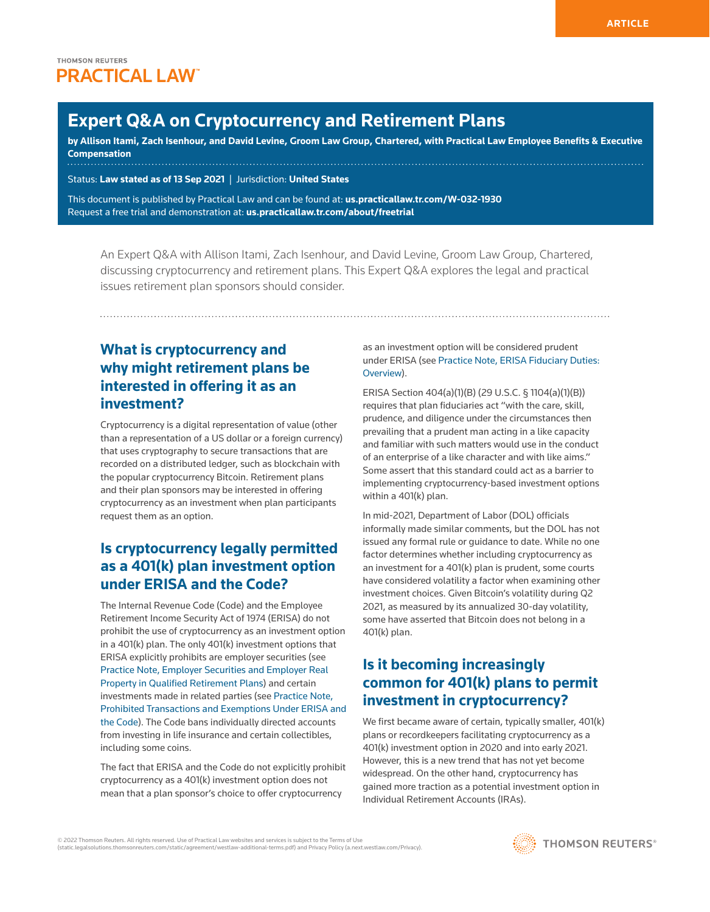ARTICLE

THOMSON REUTERS
PRACTICAL LAW

# Expert Q&A on Cryptocurrency and Retirement Plans

**by Allison Itami, Zach Isenhour, and David Levine, Groom Law Group, Chartered, with Practical Law Employee Benefits & Executive Compensation**

Status: **Law stated as of 13 Sep 2021** | Jurisdiction: **United States**

This document is published by Practical Law and can be found at: **us.practicallaw.tr.com/W-032-1930**
Request a free trial and demonstration at: **us.practicallaw.tr.com/about/freetrial**

An Expert Q&A with Allison Itami, Zach Isenhour, and David Levine, Groom Law Group, Chartered, discussing cryptocurrency and retirement plans. This Expert Q&A explores the legal and practical issues retirement plan sponsors should consider.

## What is cryptocurrency and why might retirement plans be interested in offering it as an investment?

Cryptocurrency is a digital representation of value (other than a representation of a US dollar or a foreign currency) that uses cryptography to secure transactions that are recorded on a distributed ledger, such as blockchain with the popular cryptocurrency Bitcoin. Retirement plans and their plan sponsors may be interested in offering cryptocurrency as an investment when plan participants request them as an option.

## Is cryptocurrency legally permitted as a 401(k) plan investment option under ERISA and the Code?

The Internal Revenue Code (Code) and the Employee Retirement Income Security Act of 1974 (ERISA) do not prohibit the use of cryptocurrency as an investment option in a 401(k) plan. The only 401(k) investment options that ERISA explicitly prohibits are employer securities (see Practice Note, Employer Securities and Employer Real Property in Qualified Retirement Plans) and certain investments made in related parties (see Practice Note, Prohibited Transactions and Exemptions Under ERISA and the Code). The Code bans individually directed accounts from investing in life insurance and certain collectibles, including some coins.

The fact that ERISA and the Code do not explicitly prohibit cryptocurrency as a 401(k) investment option does not mean that a plan sponsor's choice to offer cryptocurrency as an investment option will be considered prudent under ERISA (see Practice Note, ERISA Fiduciary Duties: Overview).

ERISA Section 404(a)(1)(B) (29 U.S.C. § 1104(a)(1)(B)) requires that plan fiduciaries act "with the care, skill, prudence, and diligence under the circumstances then prevailing that a prudent man acting in a like capacity and familiar with such matters would use in the conduct of an enterprise of a like character and with like aims." Some assert that this standard could act as a barrier to implementing cryptocurrency-based investment options within a 401(k) plan.

In mid-2021, Department of Labor (DOL) officials informally made similar comments, but the DOL has not issued any formal rule or guidance to date. While no one factor determines whether including cryptocurrency as an investment for a 401(k) plan is prudent, some courts have considered volatility a factor when examining other investment choices. Given Bitcoin's volatility during Q2 2021, as measured by its annualized 30-day volatility, some have asserted that Bitcoin does not belong in a 401(k) plan.

## Is it becoming increasingly common for 401(k) plans to permit investment in cryptocurrency?

We first became aware of certain, typically smaller, 401(k) plans or recordkeepers facilitating cryptocurrency as a 401(k) investment option in 2020 and into early 2021. However, this is a new trend that has not yet become widespread. On the other hand, cryptocurrency has gained more traction as a potential investment option in Individual Retirement Accounts (IRAs).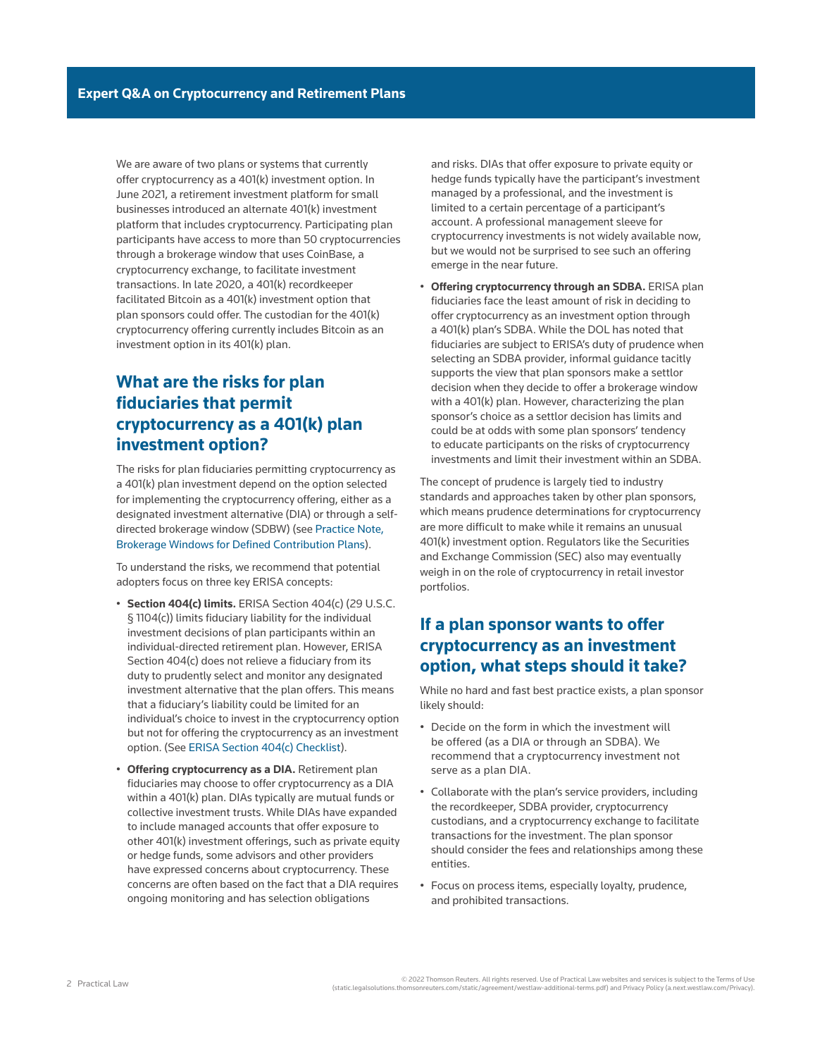We are aware of two plans or systems that currently offer cryptocurrency as a 401(k) investment option. In June 2021, a retirement investment platform for small businesses introduced an alternate 401(k) investment platform that includes cryptocurrency. Participating plan participants have access to more than 50 cryptocurrencies through a brokerage window that uses CoinBase, a cryptocurrency exchange, to facilitate investment transactions. In late 2020, a 401(k) recordkeeper facilitated Bitcoin as a 401(k) investment option that plan sponsors could offer. The custodian for the 401(k) cryptocurrency offering currently includes Bitcoin as an investment option in its 401(k) plan.

## What are the risks for plan fiduciaries that permit cryptocurrency as a 401(k) plan investment option?

The risks for plan fiduciaries permitting cryptocurrency as a 401(k) plan investment depend on the option selected for implementing the cryptocurrency offering, either as a designated investment alternative (DIA) or through a self-directed brokerage window (SDBW) (see Practice Note, Brokerage Windows for Defined Contribution Plans).

To understand the risks, we recommend that potential adopters focus on three key ERISA concepts:

- **Section 404(c) limits.** ERISA Section 404(c) (29 U.S.C. § 1104(c)) limits fiduciary liability for the individual investment decisions of plan participants within an individual-directed retirement plan. However, ERISA Section 404(c) does not relieve a fiduciary from its duty to prudently select and monitor any designated investment alternative that the plan offers. This means that a fiduciary's liability could be limited for an individual's choice to invest in the cryptocurrency option but not for offering the cryptocurrency as an investment option. (See ERISA Section 404(c) Checklist).
- **Offering cryptocurrency as a DIA.** Retirement plan fiduciaries may choose to offer cryptocurrency as a DIA within a 401(k) plan. DIAs typically are mutual funds or collective investment trusts. While DIAs have expanded to include managed accounts that offer exposure to other 401(k) investment offerings, such as private equity or hedge funds, some advisors and other providers have expressed concerns about cryptocurrency. These concerns are often based on the fact that a DIA requires ongoing monitoring and has selection obligations and risks. DIAs that offer exposure to private equity or hedge funds typically have the participant's investment managed by a professional, and the investment is limited to a certain percentage of a participant's account. A professional management sleeve for cryptocurrency investments is not widely available now, but we would not be surprised to see such an offering emerge in the near future.
- **Offering cryptocurrency through an SDBA.** ERISA plan fiduciaries face the least amount of risk in deciding to offer cryptocurrency as an investment option through a 401(k) plan's SDBA. While the DOL has noted that fiduciaries are subject to ERISA's duty of prudence when selecting an SDBA provider, informal guidance tacitly supports the view that plan sponsors make a settlor decision when they decide to offer a brokerage window with a 401(k) plan. However, characterizing the plan sponsor's choice as a settlor decision has limits and could be at odds with some plan sponsors' tendency to educate participants on the risks of cryptocurrency investments and limit their investment within an SDBA.

The concept of prudence is largely tied to industry standards and approaches taken by other plan sponsors, which means prudence determinations for cryptocurrency are more difficult to make while it remains an unusual 401(k) investment option. Regulators like the Securities and Exchange Commission (SEC) also may eventually weigh in on the role of cryptocurrency in retail investor portfolios.

## If a plan sponsor wants to offer cryptocurrency as an investment option, what steps should it take?

While no hard and fast best practice exists, a plan sponsor likely should:

- Decide on the form in which the investment will be offered (as a DIA or through an SDBA). We recommend that a cryptocurrency investment not serve as a plan DIA.
- Collaborate with the plan's service providers, including the recordkeeper, SDBA provider, cryptocurrency custodians, and a cryptocurrency exchange to facilitate transactions for the investment. The plan sponsor should consider the fees and relationships among these entities.
- Focus on process items, especially loyalty, prudence, and prohibited transactions.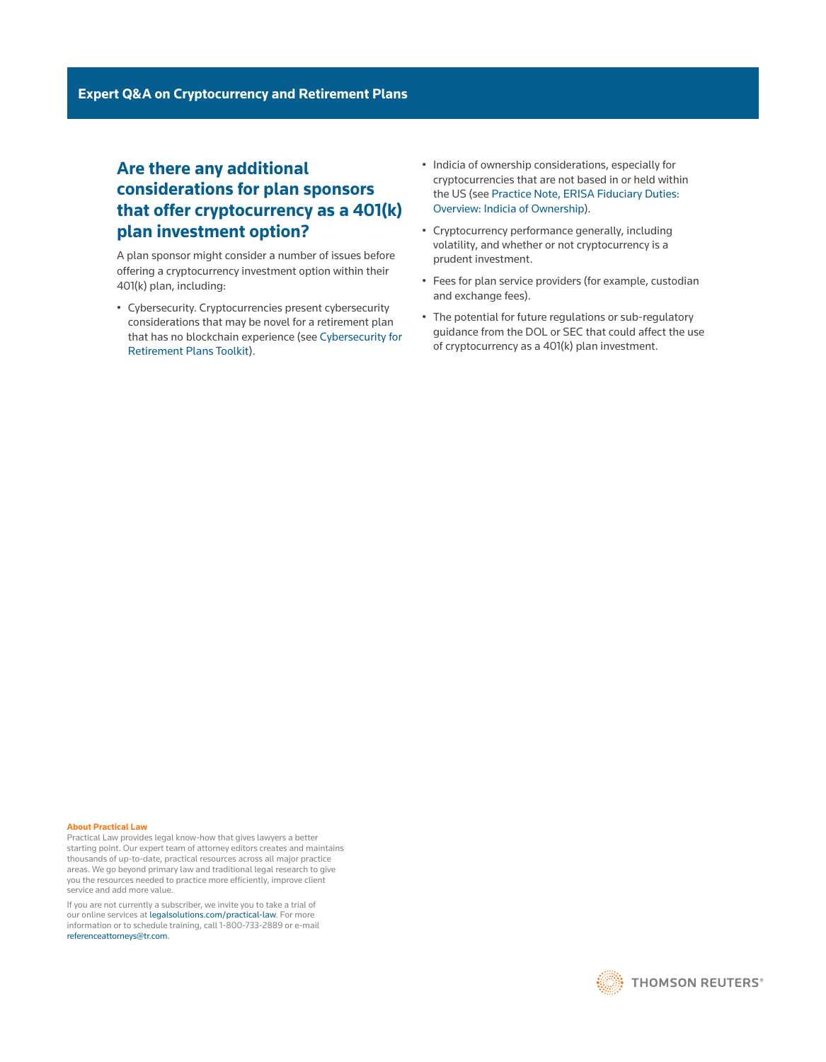## Are there any additional considerations for plan sponsors that offer cryptocurrency as a 401(k) plan investment option?

A plan sponsor might consider a number of issues before offering a cryptocurrency investment option within their 401(k) plan, including:

- Cybersecurity. Cryptocurrencies present cybersecurity considerations that may be novel for a retirement plan that has no blockchain experience (see Cybersecurity for Retirement Plans Toolkit).
- Indicia of ownership considerations, especially for cryptocurrencies that are not based in or held within the US (see Practice Note, ERISA Fiduciary Duties: Overview: Indicia of Ownership).
- Cryptocurrency performance generally, including volatility, and whether or not cryptocurrency is a prudent investment.
- Fees for plan service providers (for example, custodian and exchange fees).
- The potential for future regulations or sub-regulatory guidance from the DOL or SEC that could affect the use of cryptocurrency as a 401(k) plan investment.

**About Practical Law**

Practical Law provides legal know-how that gives lawyers a better starting point. Our expert team of attorney editors creates and maintains thousands of up-to-date, practical resources across all major practice areas. We go beyond primary law and traditional legal research to give you the resources needed to practice more efficiently, improve client service and add more value.

If you are not currently a subscriber, we invite you to take a trial of our online services at legalsolutions.com/practical-law. For more information or to schedule training, call 1-800-733-2889 or e-mail referenceattorneys@tr.com.

THOMSON REUTERS®